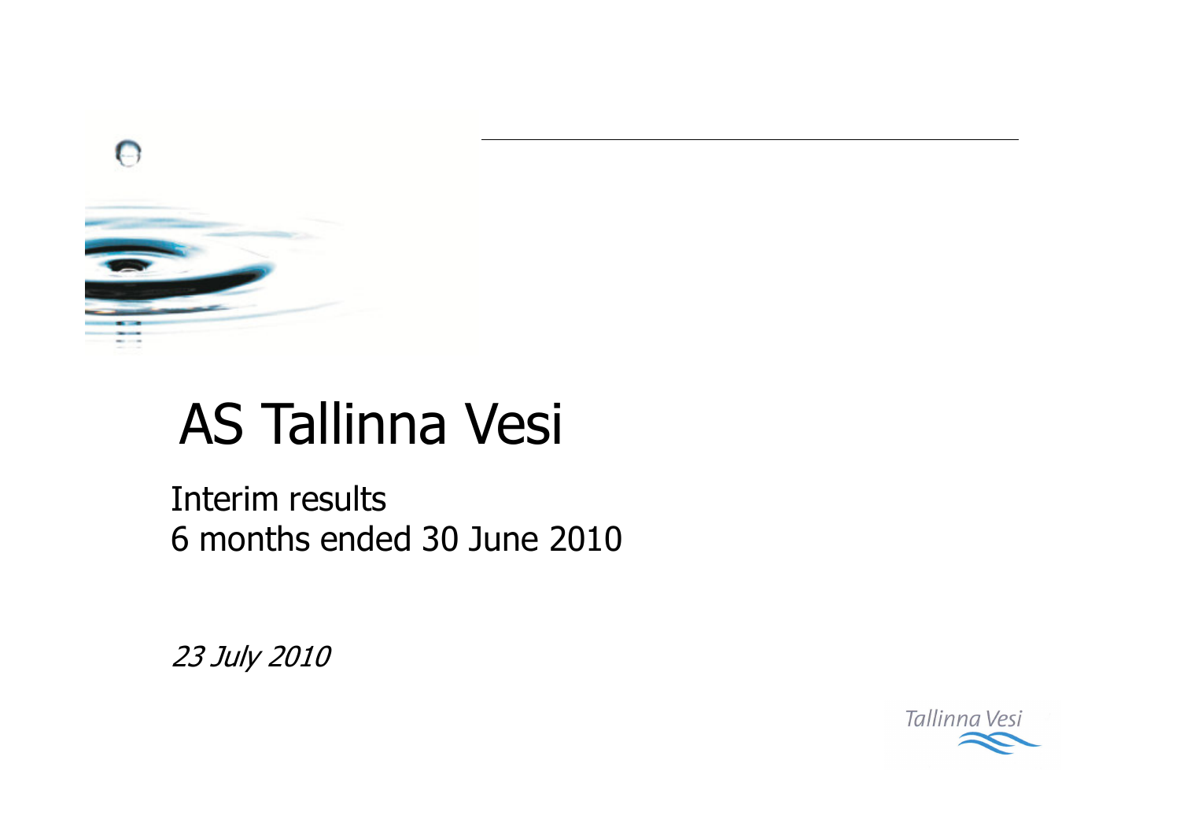# AS Tallinna Vesi

Interim results
6 months ended 30 June 2010

*23 July 2010*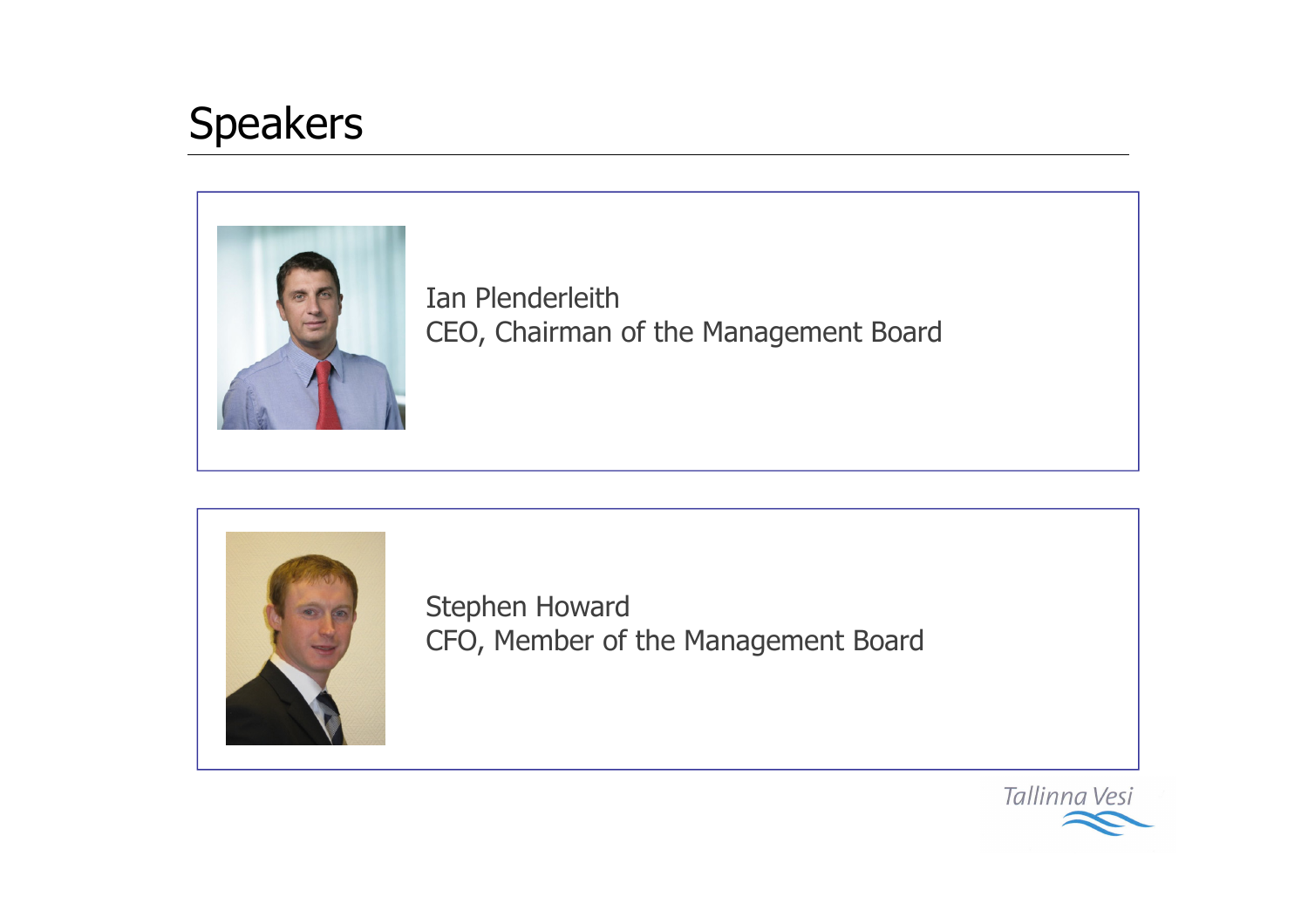# Speakers

Ian Plenderleith
CEO, Chairman of the Management Board

Stephen Howard
CFO, Member of the Management Board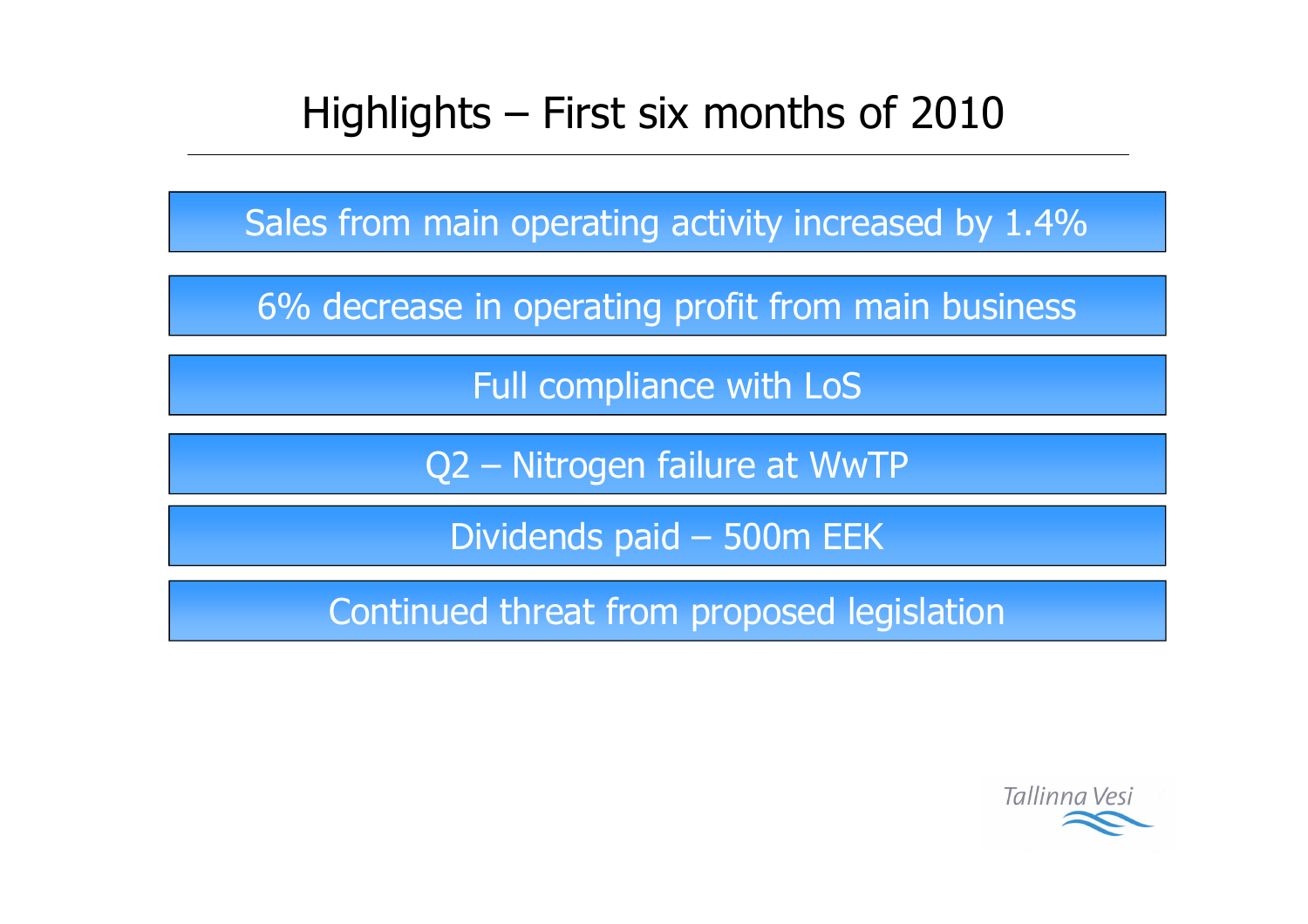# Highlights – First six months of 2010

- Sales from main operating activity increased by 1.4%
- 6% decrease in operating profit from main business
- Full compliance with LoS
- Q2 – Nitrogen failure at WwTP
- Dividends paid – 500m EEK
- Continued threat from proposed legislation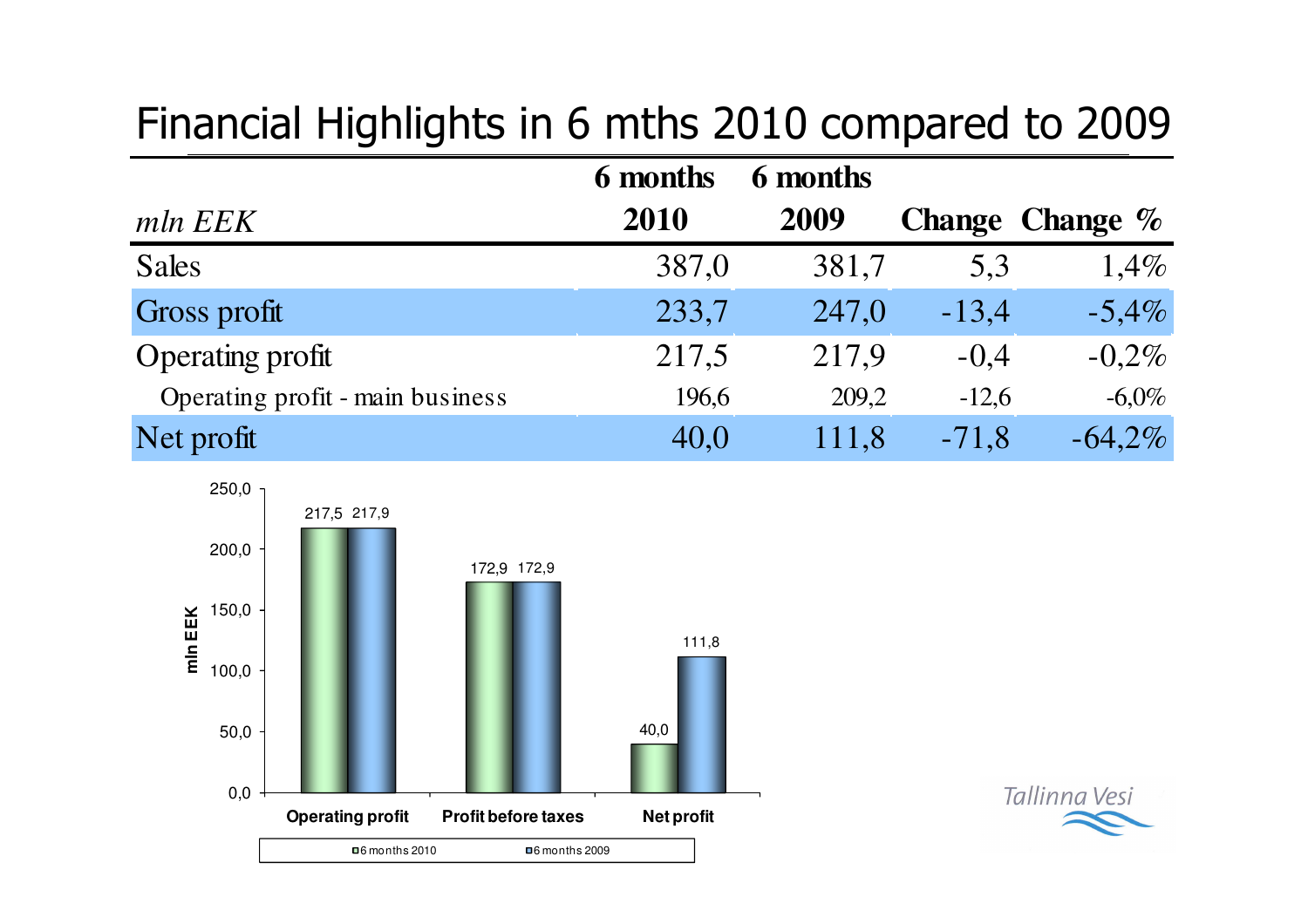# Financial Highlights in 6 mths 2010 compared to 2009

| *mln EEK* | **6 months 2010** | **6 months 2009** | **Change** | **Change %** |
|---|---|---|---|---|
| Sales | 387,0 | 381,7 | 5,3 | 1,4% |
| Gross profit | 233,7 | 247,0 | -13,4 | -5,4% |
| Operating profit | 217,5 | 217,9 | -0,4 | -0,2% |
| Operating profit - main business | 196,6 | 209,2 | -12,6 | -6,0% |
| Net profit | 40,0 | 111,8 | -71,8 | -64,2% |

| mln EEK | 6 months 2010 | 6 months 2009 |
|---|---|---|
| Operating profit | 217,5 | 217,9 |
| Profit before taxes | 172,9 | 172,9 |
| Net profit | 40,0 | 111,8 |

Tallinna Vesi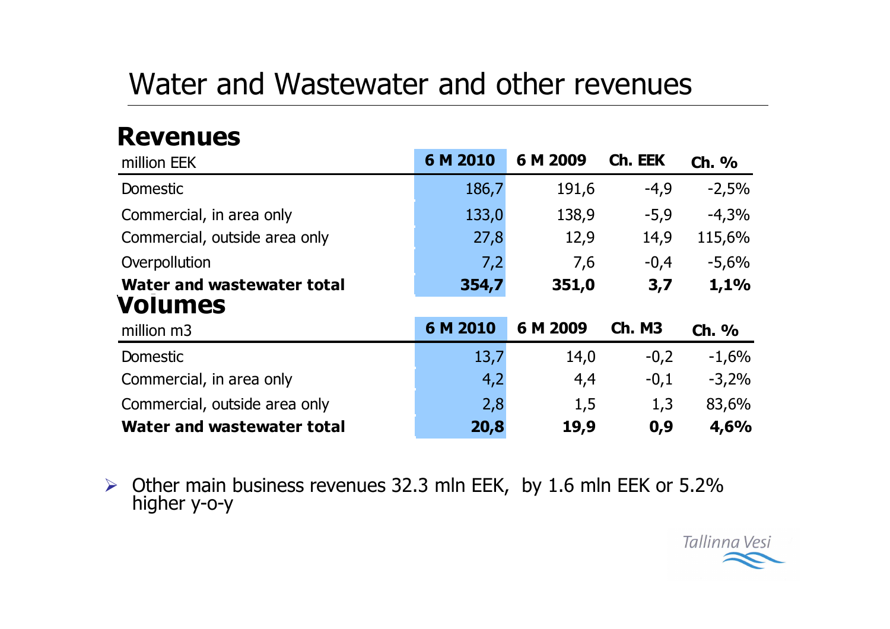# Water and Wastewater and other revenues

## Revenues

| million EEK | 6 M 2010 | 6 M 2009 | Ch. EEK | Ch. % |
|---|---|---|---|---|
| Domestic | 186,7 | 191,6 | -4,9 | -2,5% |
| Commercial, in area only | 133,0 | 138,9 | -5,9 | -4,3% |
| Commercial, outside area only | 27,8 | 12,9 | 14,9 | 115,6% |
| Overpollution | 7,2 | 7,6 | -0,4 | -5,6% |
| **Water and wastewater total** | **354,7** | **351,0** | **3,7** | **1,1%** |

## Volumes

| million m3 | 6 M 2010 | 6 M 2009 | Ch. M3 | Ch. % |
|---|---|---|---|---|
| Domestic | 13,7 | 14,0 | -0,2 | -1,6% |
| Commercial, in area only | 4,2 | 4,4 | -0,1 | -3,2% |
| Commercial, outside area only | 2,8 | 1,5 | 1,3 | 83,6% |
| **Water and wastewater total** | **20,8** | **19,9** | **0,9** | **4,6%** |

- Other main business revenues 32.3 mln EEK, by 1.6 mln EEK or 5.2% higher y-o-y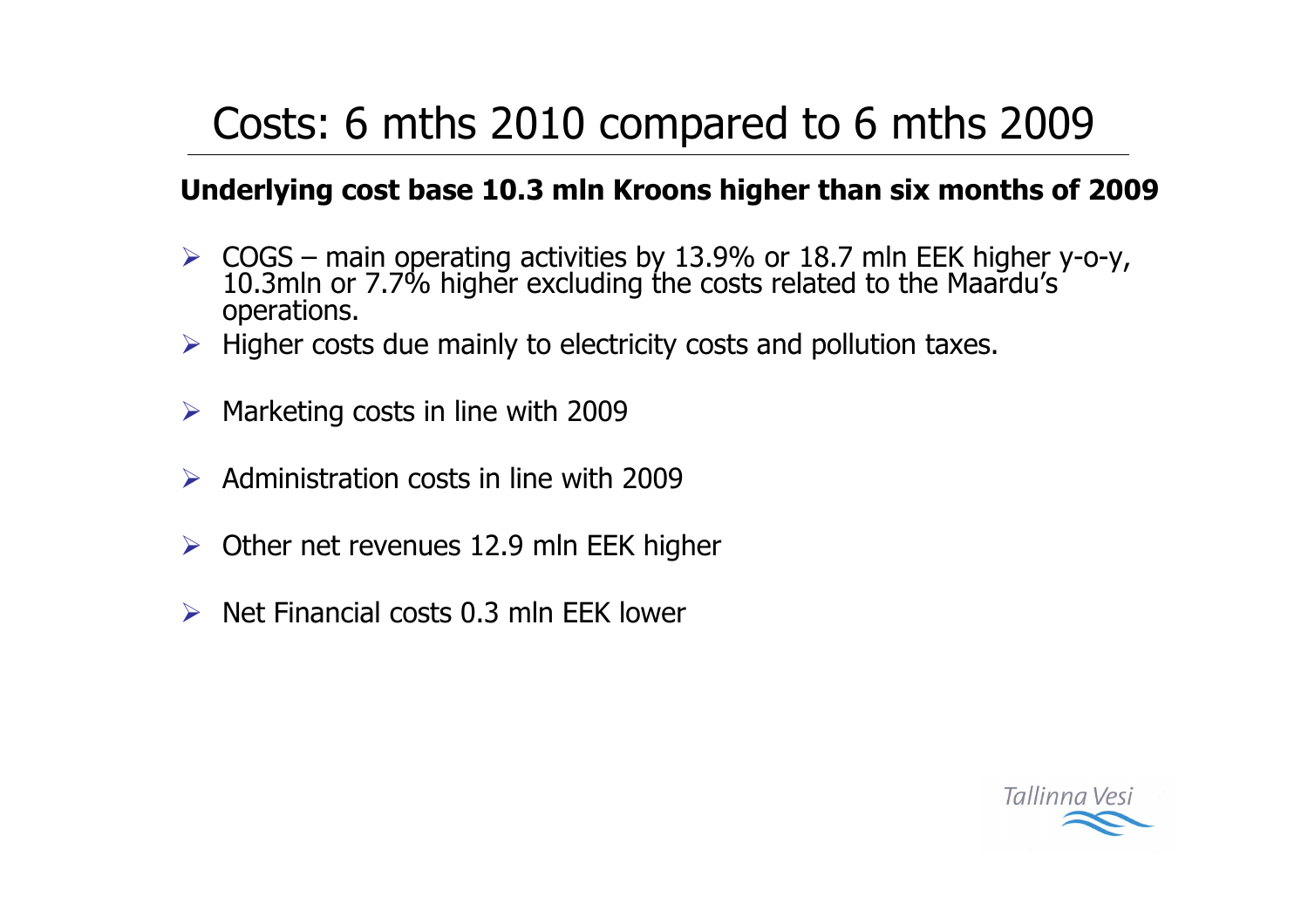# Costs: 6 mths 2010 compared to 6 mths 2009

**Underlying cost base 10.3 mln Kroons higher than six months of 2009**

- COGS – main operating activities by 13.9% or 18.7 mln EEK higher y-o-y, 10.3mln or 7.7% higher excluding the costs related to the Maardu's operations.
- Higher costs due mainly to electricity costs and pollution taxes.
- Marketing costs in line with 2009
- Administration costs in line with 2009
- Other net revenues 12.9 mln EEK higher
- Net Financial costs 0.3 mln EEK lower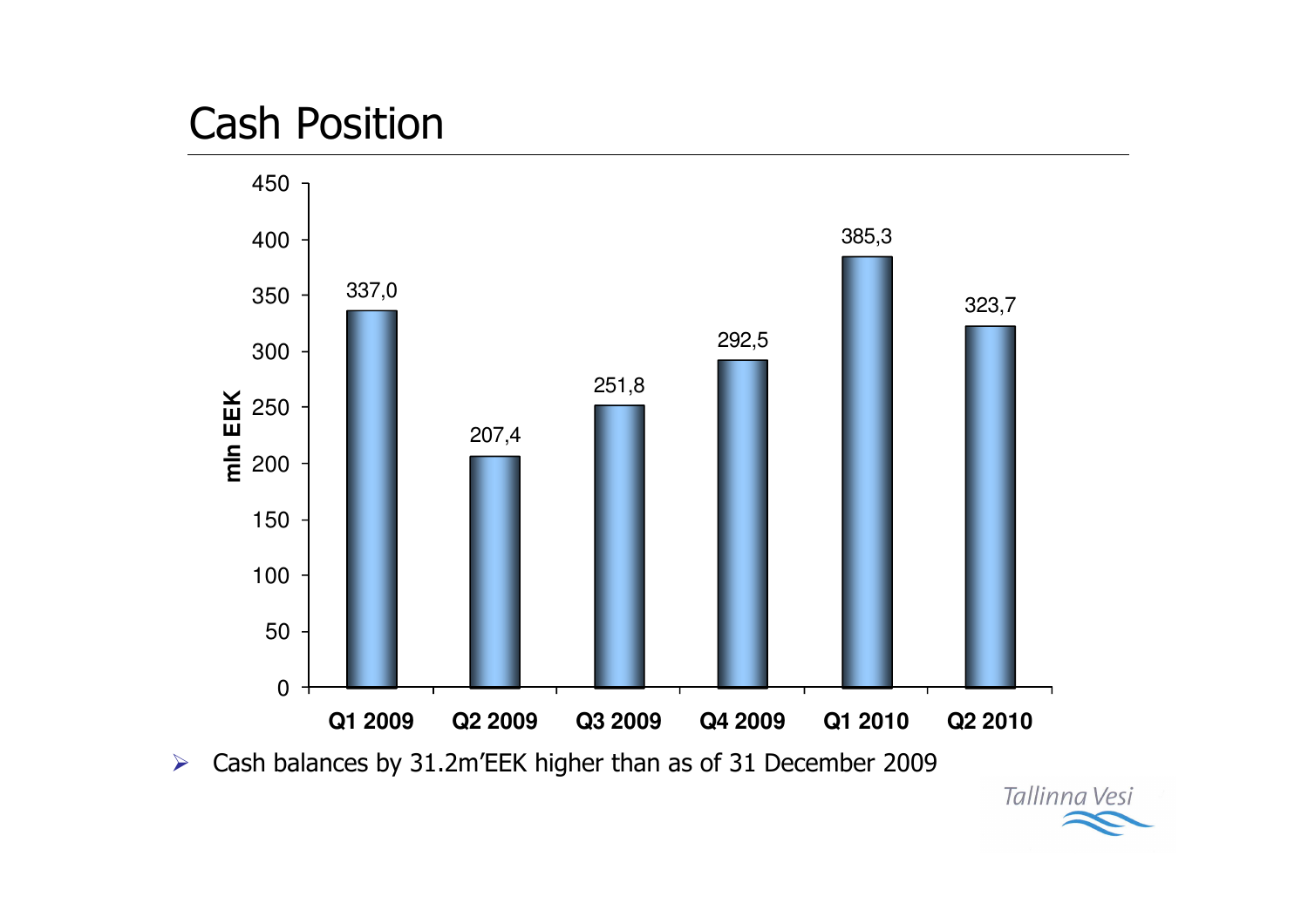# Cash Position

| | Q1 2009 | Q2 2009 | Q3 2009 | Q4 2009 | Q1 2010 | Q2 2010 |
|---|---|---|---|---|---|---|
| mln EEK | 337,0 | 207,4 | 251,8 | 292,5 | 385,3 | 323,7 |

- Cash balances by 31.2m'EEK higher than as of 31 December 2009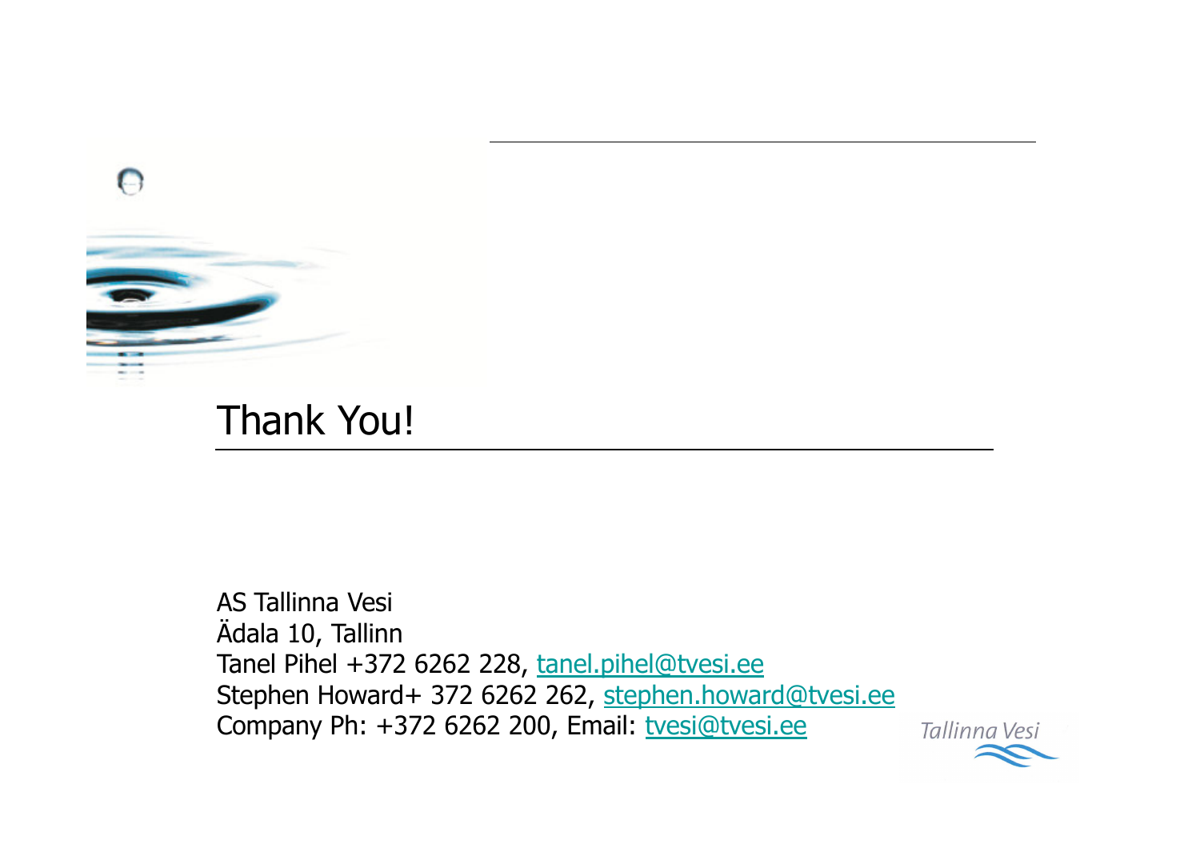# Thank You!

AS Tallinna Vesi
Ädala 10, Tallinn
Tanel Pihel +372 6262 228, tanel.pihel@tvesi.ee
Stephen Howard+ 372 6262 262, stephen.howard@tvesi.ee
Company Ph: +372 6262 200, Email: tvesi@tvesi.ee

Tallinna Vesi